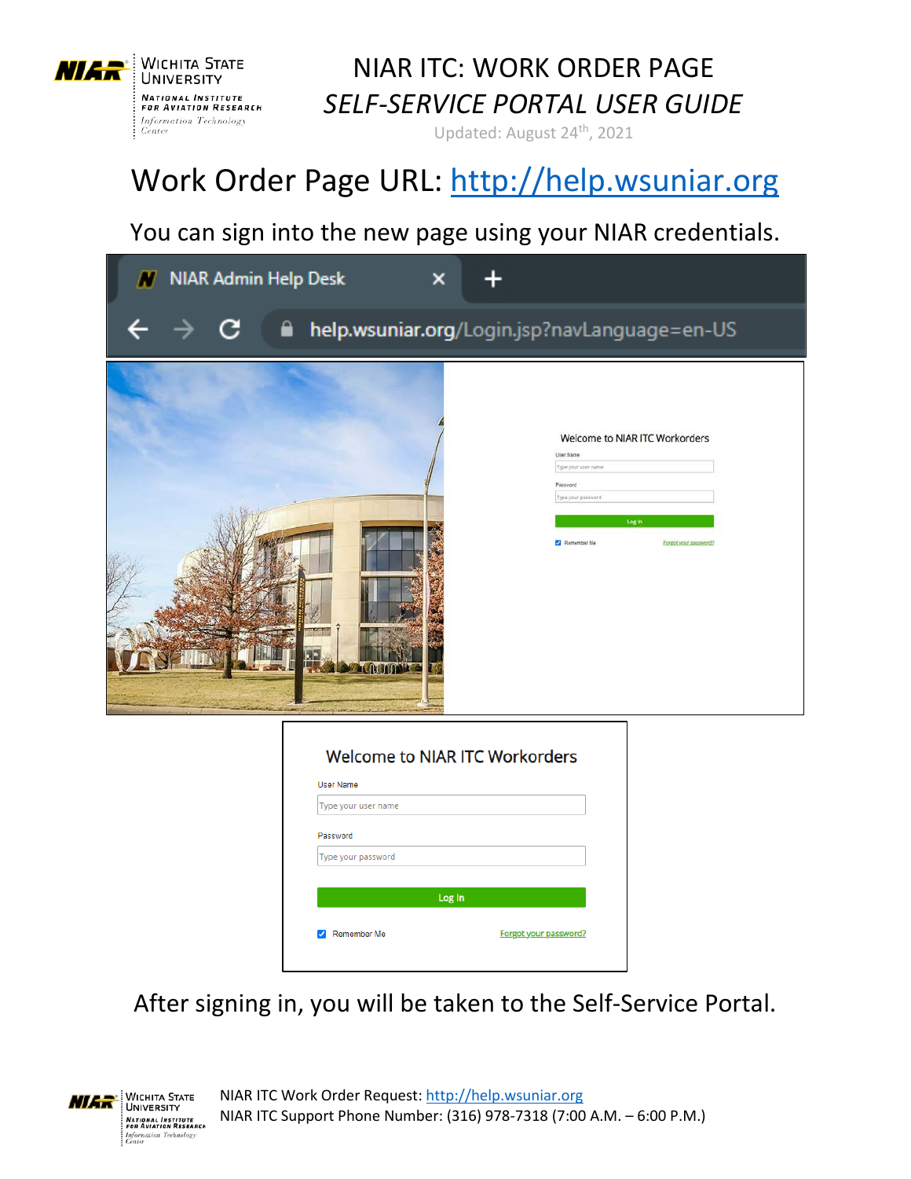# NIAR ITC: WORK ORDER PAGE

## *SELF-SERVICE PORTAL USER GUIDE*

Updated: August 24th, 2021

## Work Order Page URL: http://help.wsuniar.org

You can sign into the new page using your NIAR credentials.

NIAR Admin Help Desk

help.wsuniar.org/Login.jsp?navLanguage=en-US

**Welcome to NIAR ITC Workorders**

User Name

Type your user name

Password

Type your password

Log In

Remember Me — Forgot your password?

After signing in, you will be taken to the Self-Service Portal.

NIAR ITC Work Order Request: http://help.wsuniar.org

NIAR ITC Support Phone Number: (316) 978-7318 (7:00 A.M. – 6:00 P.M.)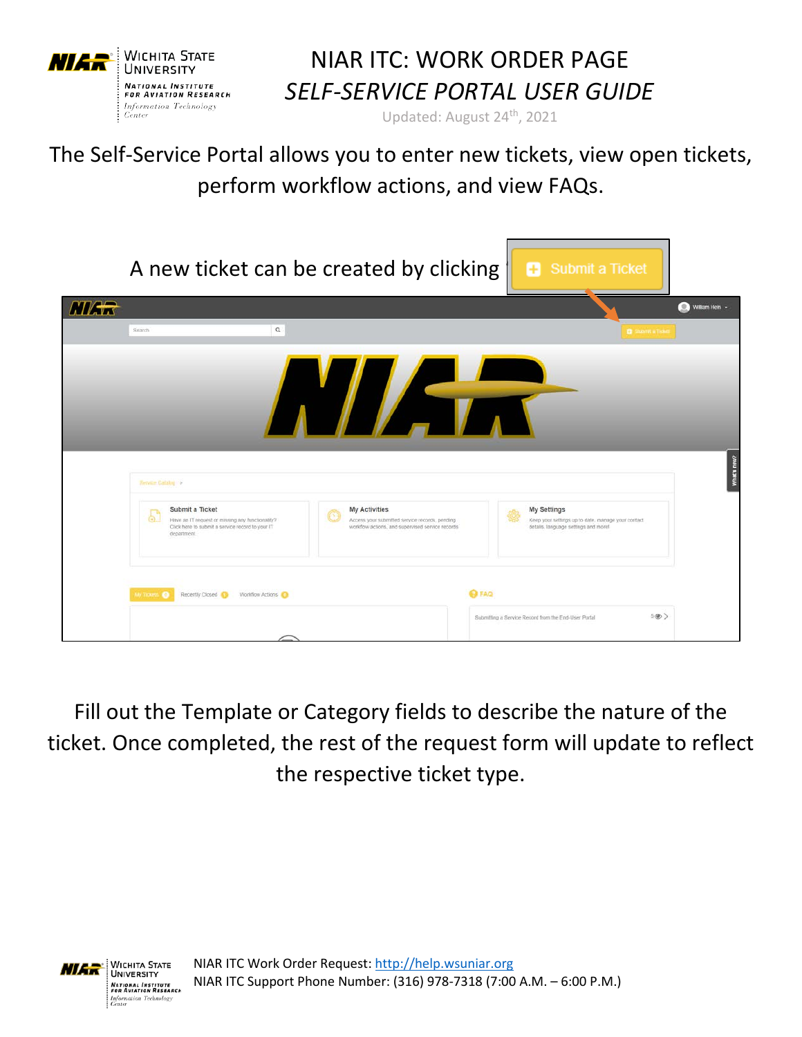# NIAR ITC: WORK ORDER PAGE

## *SELF-SERVICE PORTAL USER GUIDE*

Updated: August 24th, 2021

The Self-Service Portal allows you to enter new tickets, view open tickets, perform workflow actions, and view FAQs.

A new ticket can be created by clicking **Submit a Ticket**

Fill out the Template or Category fields to describe the nature of the ticket. Once completed, the rest of the request form will update to reflect the respective ticket type.

NIAR ITC Work Order Request: [http://help.wsuniar.org](http://help.wsuniar.org)

NIAR ITC Support Phone Number: (316) 978-7318 (7:00 A.M. – 6:00 P.M.)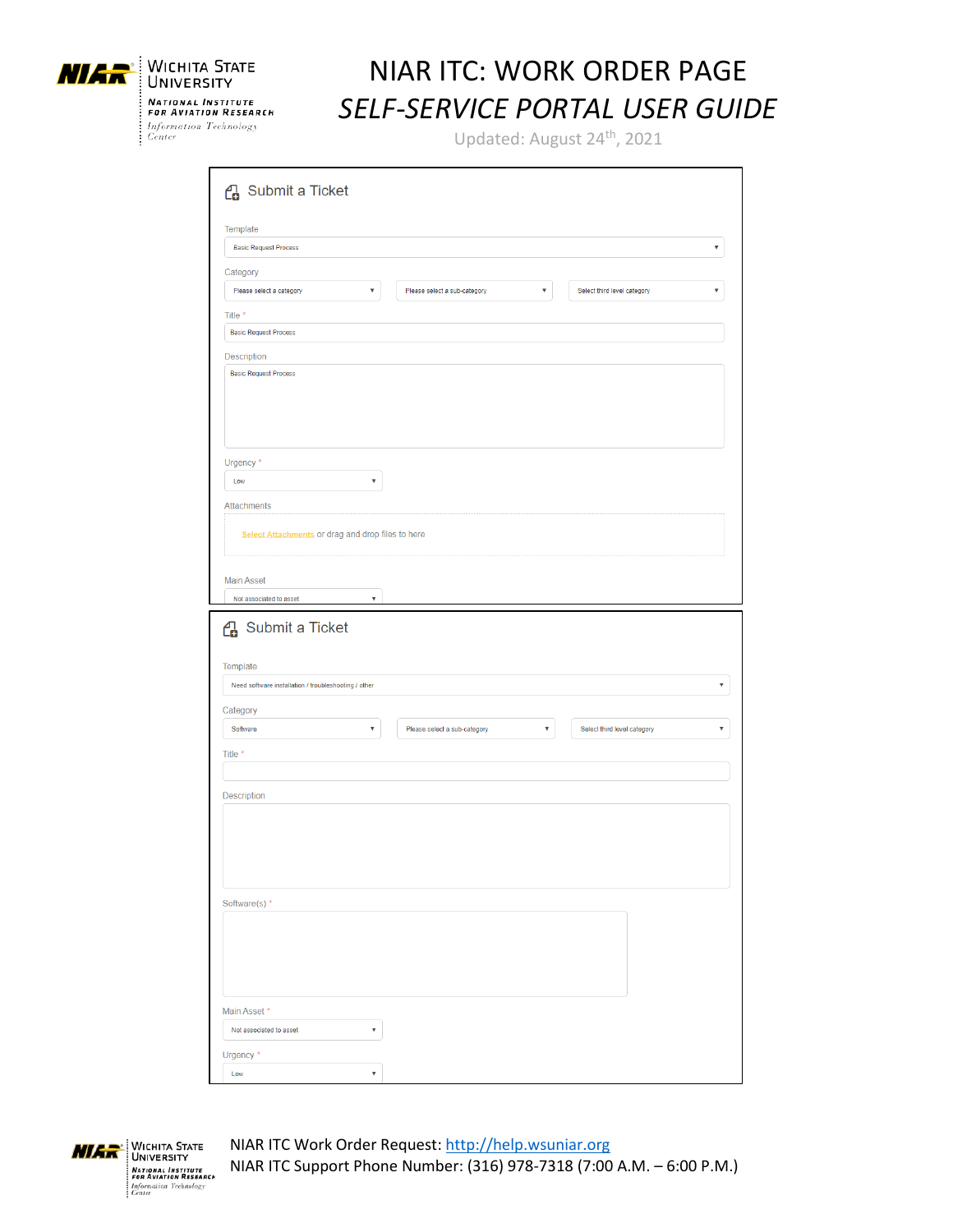# NIAR ITC: WORK ORDER PAGE

## *SELF-SERVICE PORTAL USER GUIDE*

Updated: August 24th, 2021

**Submit a Ticket**

Template
Basic Request Process

Category
Please select a category | Please select a sub-category | Select third level category

Title *
Basic Request Process

Description
Basic Request Process

Urgency *
Low

Attachments
Select Attachments or drag and drop files to here

Main Asset
Not associated to asset

**Submit a Ticket**

Template
Need software installation / troubleshooting / other

Category
Software | Please select a sub-category | Select third level category

Title *

Description

Software(s) *

Main Asset *
Not associated to asset

Urgency *
Low

NIAR ITC Work Order Request: http://help.wsuniar.org
NIAR ITC Support Phone Number: (316) 978-7318 (7:00 A.M. – 6:00 P.M.)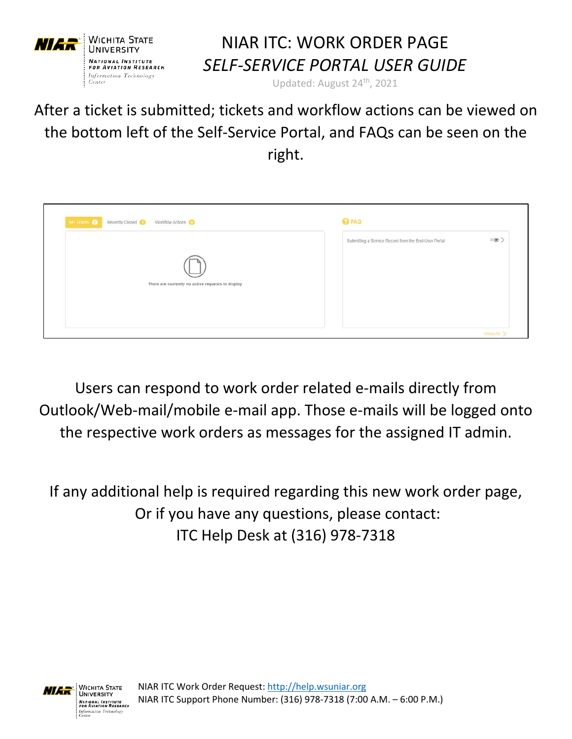# NIAR ITC: WORK ORDER PAGE

## *SELF-SERVICE PORTAL USER GUIDE*

Updated: August 24th, 2021

After a ticket is submitted; tickets and workflow actions can be viewed on the bottom left of the Self-Service Portal, and FAQs can be seen on the right.

My Tickets 0 Recently Closed 0 Workflow Actions 0

There are currently no active requests to display

FAQ

Submitting a Service Record from the End-User Portal

Show All

Users can respond to work order related e-mails directly from Outlook/Web-mail/mobile e-mail app. Those e-mails will be logged onto the respective work orders as messages for the assigned IT admin.

If any additional help is required regarding this new work order page, Or if you have any questions, please contact:
ITC Help Desk at (316) 978-7318

NIAR ITC Work Order Request: [http://help.wsuniar.org](http://help.wsuniar.org)
NIAR ITC Support Phone Number: (316) 978-7318 (7:00 A.M. – 6:00 P.M.)